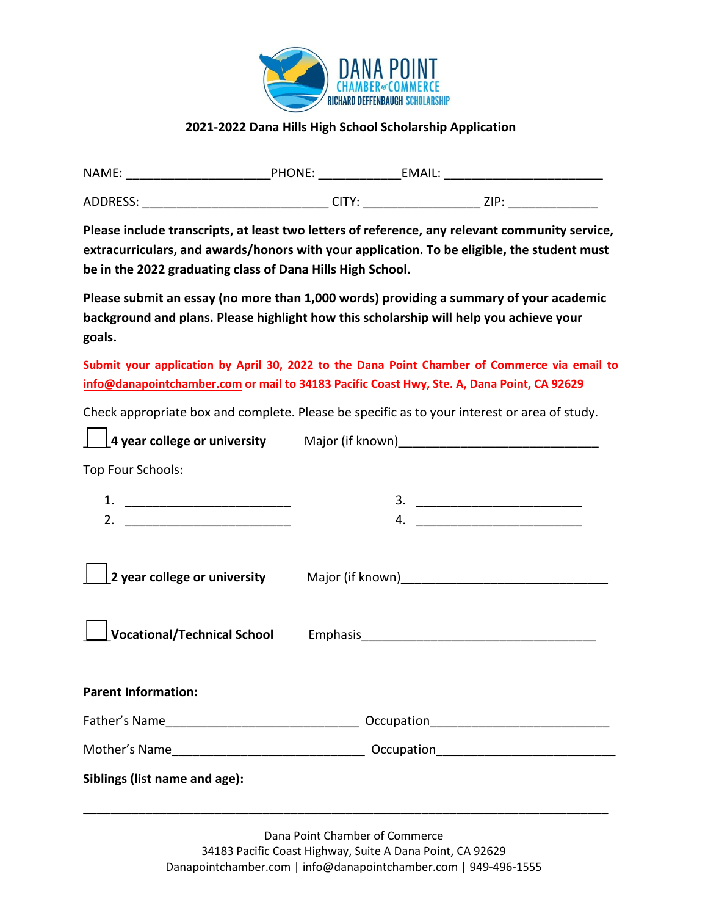DANA POINT
CHAMBER of COMMERCE
RICHARD DEFFENBAUGH SCHOLARSHIP

**2021-2022 Dana Hills High School Scholarship Application**

NAME: ____________________PHONE: ___________EMAIL: ______________________

ADDRESS: __________________________ CITY: ________________ ZIP: ____________

**Please include transcripts, at least two letters of reference, any relevant community service, extracurriculars, and awards/honors with your application. To be eligible, the student must be in the 2022 graduating class of Dana Hills High School.**

**Please submit an essay (no more than 1,000 words) providing a summary of your academic background and plans. Please highlight how this scholarship will help you achieve your goals.**

**Submit your application by April 30, 2022 to the Dana Point Chamber of Commerce via email to info@danapointchamber.com or mail to 34183 Pacific Coast Hwy, Ste. A, Dana Point, CA 92629**

Check appropriate box and complete. Please be specific as to your interest or area of study.

☐ **4 year college or university** Major (if known)____________________________

Top Four Schools:

1. _______________________
2. _______________________
3. _______________________
4. _______________________

☐ **2 year college or university** Major (if known)____________________________

☐ **Vocational/Technical School** Emphasis_________________________________

**Parent Information:**

Father's Name___________________________ Occupation_________________________

Mother's Name___________________________ Occupation_________________________

**Siblings (list name and age):**

___________________________________________________________________________

Dana Point Chamber of Commerce
34183 Pacific Coast Highway, Suite A Dana Point, CA 92629
Danapointchamber.com | info@danapointchamber.com | 949-496-1555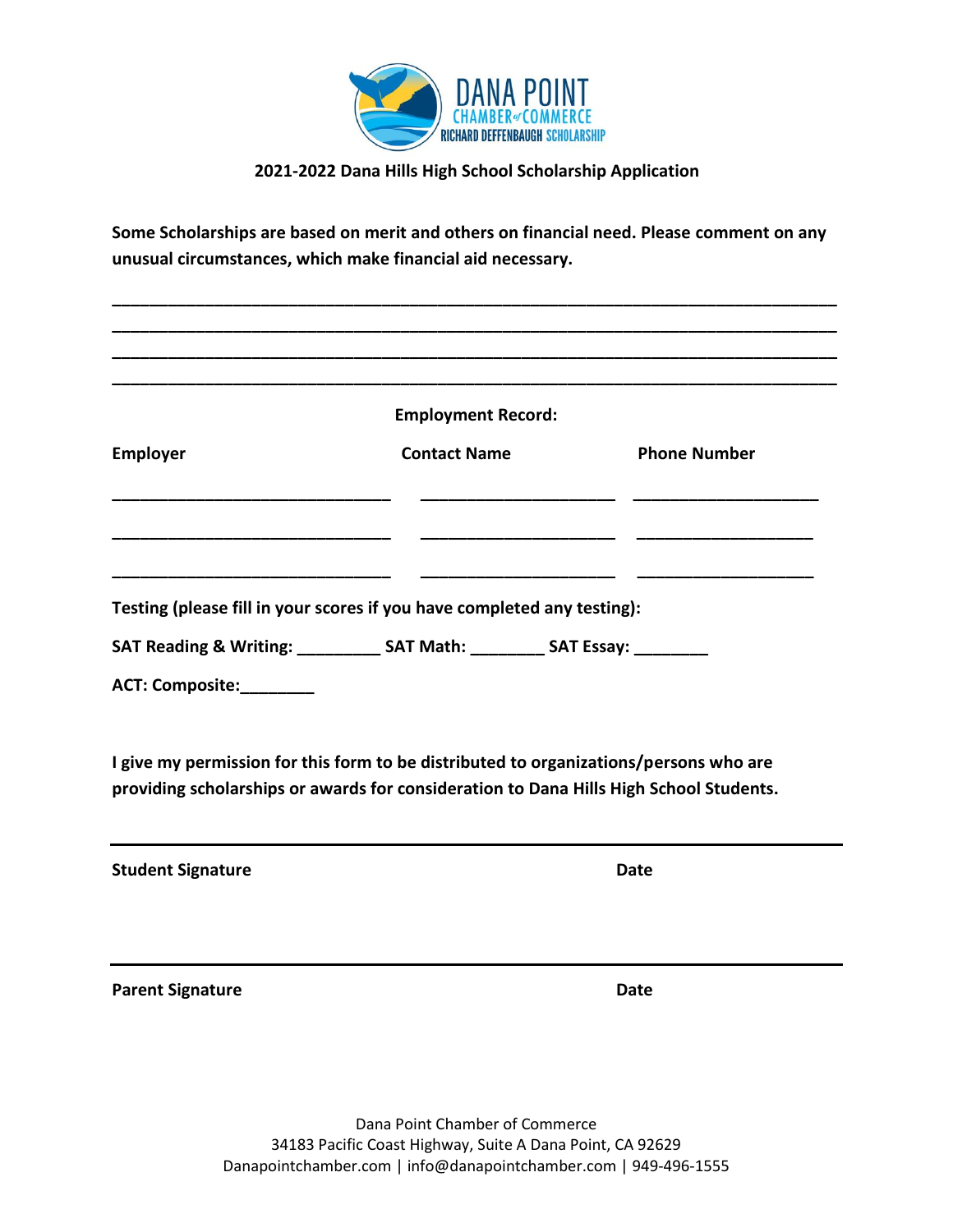DANA POINT
CHAMBER of COMMERCE
RICHARD DEFFENBAUGH SCHOLARSHIP

**2021-2022 Dana Hills High School Scholarship Application**

**Some Scholarships are based on merit and others on financial need. Please comment on any unusual circumstances, which make financial aid necessary.**

______________________________________________________________________________
______________________________________________________________________________
______________________________________________________________________________
______________________________________________________________________________

**Employment Record:**

| Employer | Contact Name | Phone Number |
| --- | --- | --- |
| | | |
| | | |
| | | |

**Testing (please fill in your scores if you have completed any testing):**

**SAT Reading & Writing: _________ SAT Math: ________ SAT Essay: ________**

**ACT: Composite:________**

**I give my permission for this form to be distributed to organizations/persons who are providing scholarships or awards for consideration to Dana Hills High School Students.**

______________________________________________________________________________

**Student Signature** **Date**

______________________________________________________________________________

**Parent Signature** **Date**

Dana Point Chamber of Commerce
34183 Pacific Coast Highway, Suite A Dana Point, CA 92629
Danapointchamber.com | info@danapointchamber.com | 949-496-1555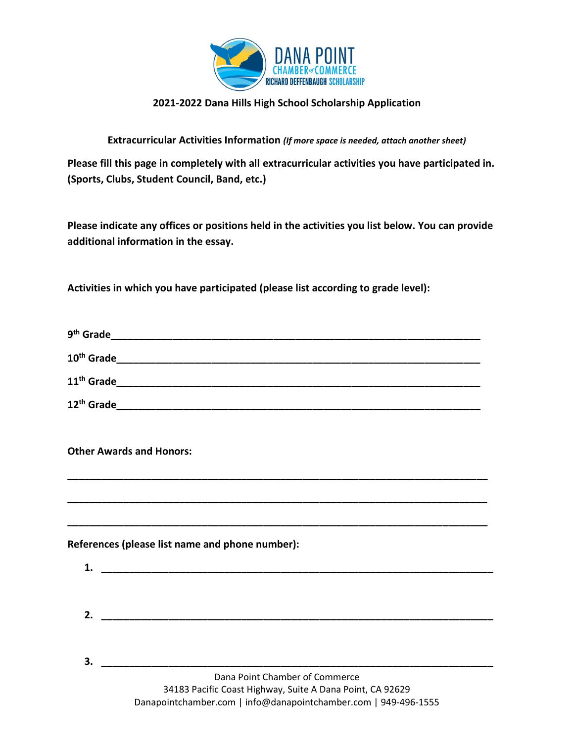DANA POINT CHAMBER of COMMERCE
RICHARD DEFFENBAUGH SCHOLARSHIP

**2021-2022 Dana Hills High School Scholarship Application**

**Extracurricular Activities Information** ***(If more space is needed, attach another sheet)***

**Please fill this page in completely with all extracurricular activities you have participated in. (Sports, Clubs, Student Council, Band, etc.)**

**Please indicate any offices or positions held in the activities you list below. You can provide additional information in the essay.**

**Activities in which you have participated (please list according to grade level):**

**9th Grade**______________________________________________________________________

**10th Grade**_____________________________________________________________________

**11th Grade**_____________________________________________________________________

**12th Grade**_____________________________________________________________________

**Other Awards and Honors:**

_____________________________________________________________________________

_____________________________________________________________________________

_____________________________________________________________________________

**References (please list name and phone number):**

1. _________________________________________________________________________

2. _________________________________________________________________________

3. _________________________________________________________________________

Dana Point Chamber of Commerce
34183 Pacific Coast Highway, Suite A Dana Point, CA 92629
Danapointchamber.com | info@danapointchamber.com | 949-496-1555